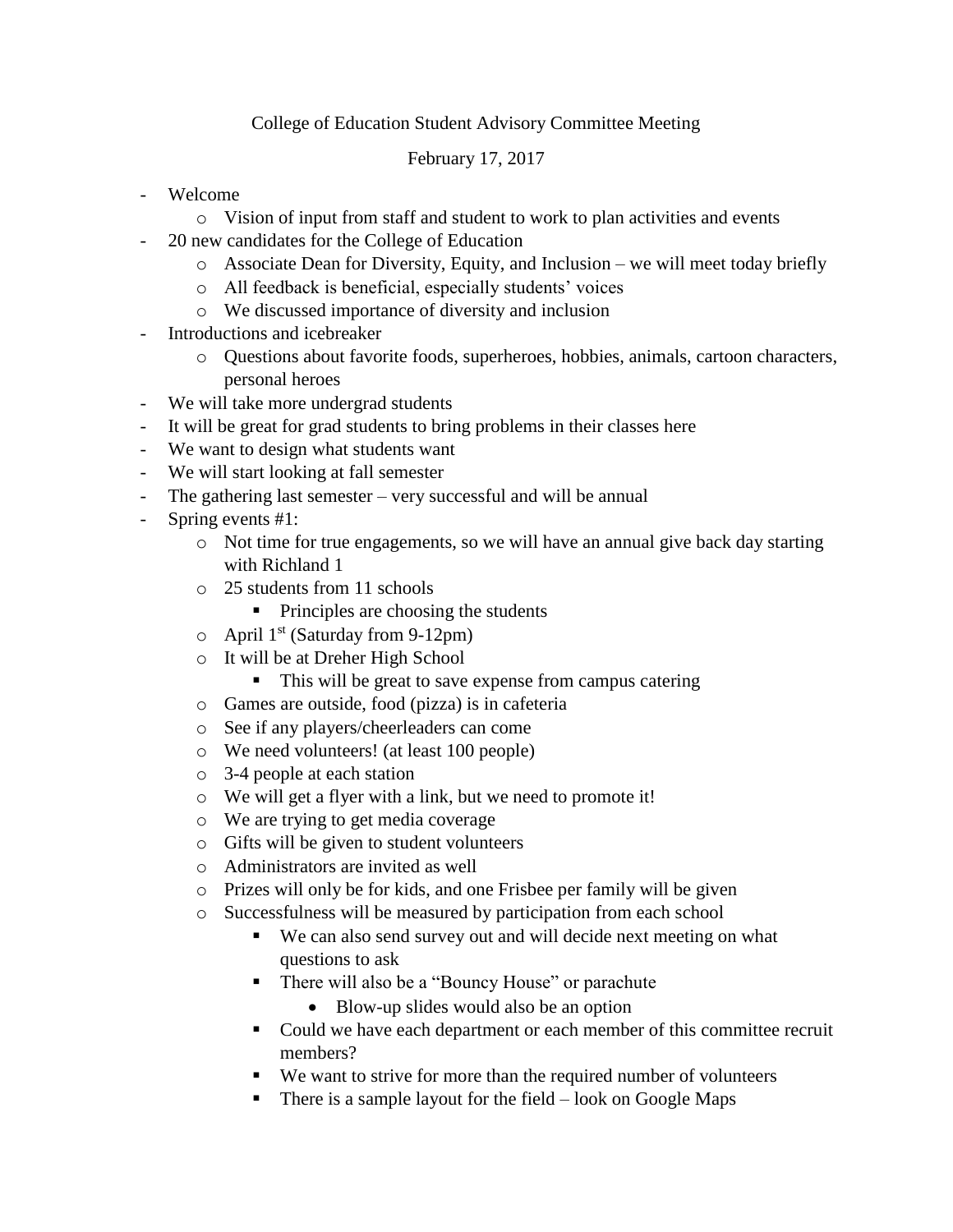College of Education Student Advisory Committee Meeting

February 17, 2017

- Welcome
  - Vision of input from staff and student to work to plan activities and events
- 20 new candidates for the College of Education
  - Associate Dean for Diversity, Equity, and Inclusion – we will meet today briefly
  - All feedback is beneficial, especially students' voices
  - We discussed importance of diversity and inclusion
- Introductions and icebreaker
  - Questions about favorite foods, superheroes, hobbies, animals, cartoon characters, personal heroes
- We will take more undergrad students
- It will be great for grad students to bring problems in their classes here
- We want to design what students want
- We will start looking at fall semester
- The gathering last semester – very successful and will be annual
- Spring events #1:
  - Not time for true engagements, so we will have an annual give back day starting with Richland 1
  - 25 students from 11 schools
    - Principles are choosing the students
  - April 1st (Saturday from 9-12pm)
  - It will be at Dreher High School
    - This will be great to save expense from campus catering
  - Games are outside, food (pizza) is in cafeteria
  - See if any players/cheerleaders can come
  - We need volunteers! (at least 100 people)
  - 3-4 people at each station
  - We will get a flyer with a link, but we need to promote it!
  - We are trying to get media coverage
  - Gifts will be given to student volunteers
  - Administrators are invited as well
  - Prizes will only be for kids, and one Frisbee per family will be given
  - Successfulness will be measured by participation from each school
    - We can also send survey out and will decide next meeting on what questions to ask
    - There will also be a "Bouncy House" or parachute
      - Blow-up slides would also be an option
    - Could we have each department or each member of this committee recruit members?
    - We want to strive for more than the required number of volunteers
    - There is a sample layout for the field – look on Google Maps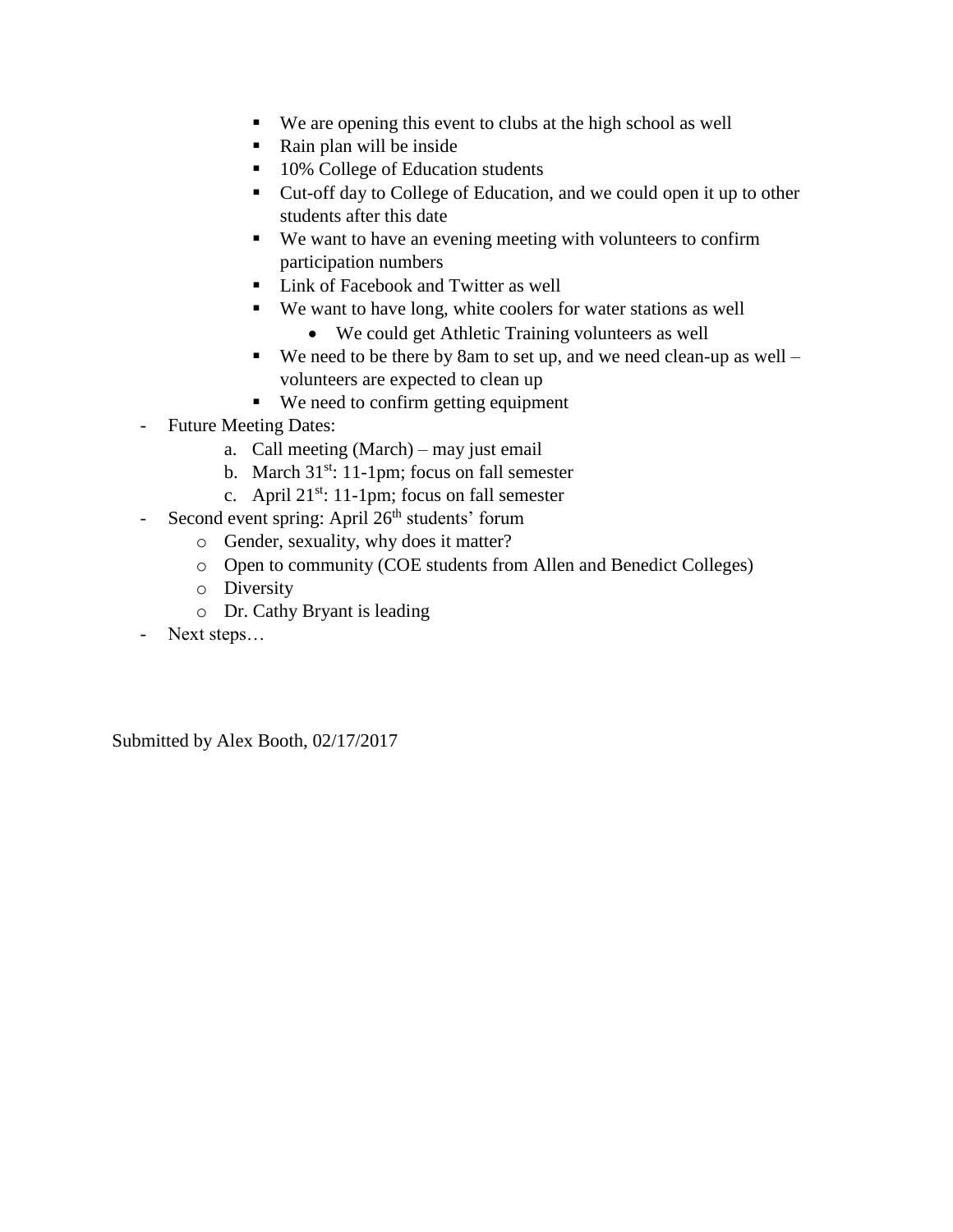- We are opening this event to clubs at the high school as well
    - Rain plan will be inside
    - 10% College of Education students
    - Cut-off day to College of Education, and we could open it up to other students after this date
    - We want to have an evening meeting with volunteers to confirm participation numbers
    - Link of Facebook and Twitter as well
    - We want to have long, white coolers for water stations as well
        - We could get Athletic Training volunteers as well
    - We need to be there by 8am to set up, and we need clean-up as well – volunteers are expected to clean up
    - We need to confirm getting equipment

- Future Meeting Dates:
    a. Call meeting (March) – may just email
    b. March 31st: 11-1pm; focus on fall semester
    c. April 21st: 11-1pm; focus on fall semester
- Second event spring: April 26th students' forum
    - Gender, sexuality, why does it matter?
    - Open to community (COE students from Allen and Benedict Colleges)
    - Diversity
    - Dr. Cathy Bryant is leading
- Next steps…

Submitted by Alex Booth, 02/17/2017